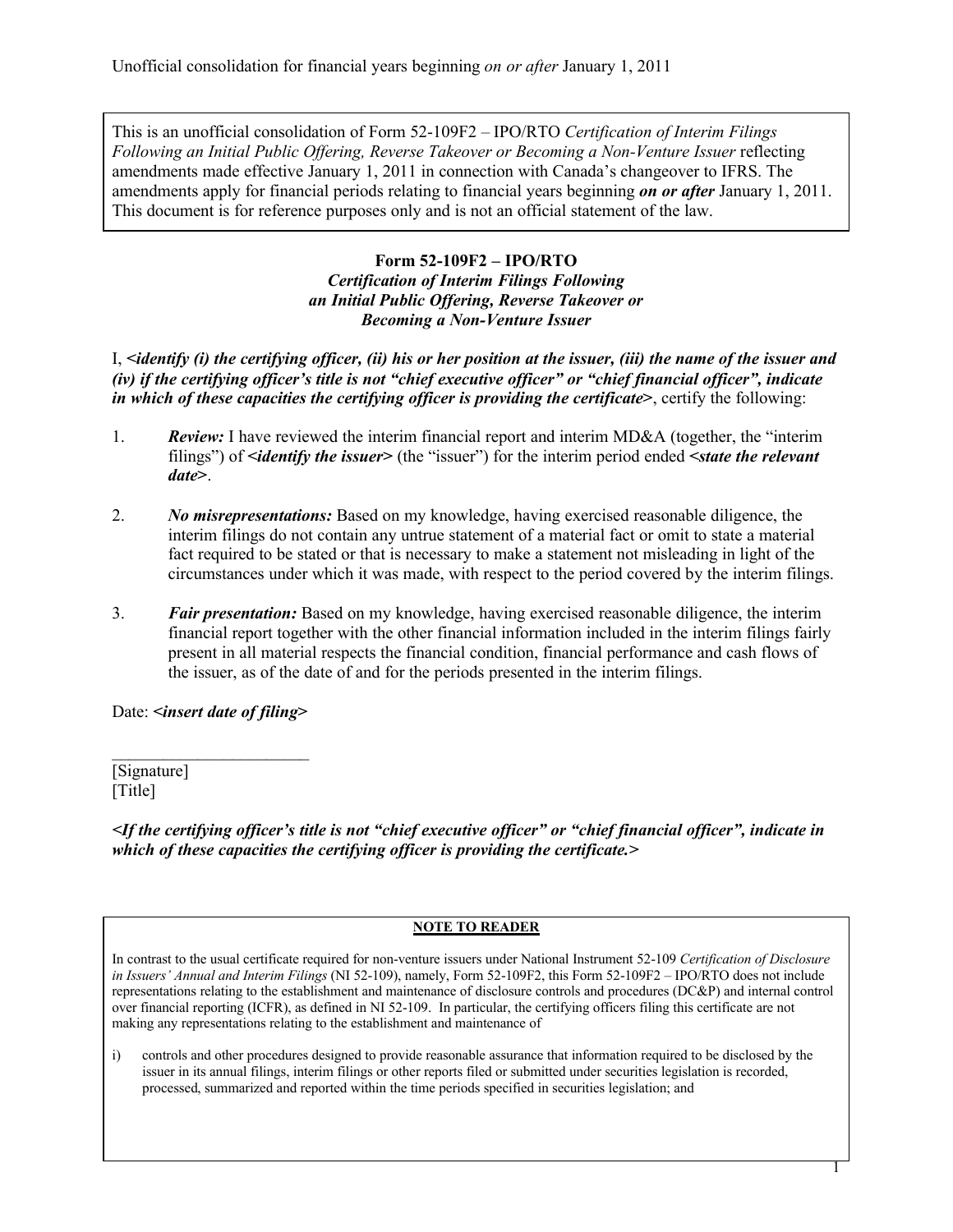Unofficial consolidation for financial years beginning *on or after* January 1, 2011

This is an unofficial consolidation of Form 52-109F2 – IPO/RTO *Certification of Interim Filings Following an Initial Public Offering, Reverse Takeover or Becoming a Non-Venture Issuer* reflecting amendments made effective January 1, 2011 in connection with Canada's changeover to IFRS. The amendments apply for financial periods relating to financial years beginning ***on or after*** January 1, 2011. This document is for reference purposes only and is not an official statement of the law.

**Form 52-109F2 – IPO/RTO**
***Certification of Interim Filings Following an Initial Public Offering, Reverse Takeover or Becoming a Non-Venture Issuer***

I, ***<identify (i) the certifying officer, (ii) his or her position at the issuer, (iii) the name of the issuer and (iv) if the certifying officer's title is not "chief executive officer" or "chief financial officer", indicate in which of these capacities the certifying officer is providing the certificate>***, certify the following:

1. ***Review:*** I have reviewed the interim financial report and interim MD&A (together, the "interim filings") of ***<identify the issuer>*** (the "issuer") for the interim period ended ***<state the relevant date>***.

2. ***No misrepresentations:*** Based on my knowledge, having exercised reasonable diligence, the interim filings do not contain any untrue statement of a material fact or omit to state a material fact required to be stated or that is necessary to make a statement not misleading in light of the circumstances under which it was made, with respect to the period covered by the interim filings.

3. ***Fair presentation:*** Based on my knowledge, having exercised reasonable diligence, the interim financial report together with the other financial information included in the interim filings fairly present in all material respects the financial condition, financial performance and cash flows of the issuer, as of the date of and for the periods presented in the interim filings.

Date: ***<insert date of filing>***

_______________________
[Signature]
[Title]

***<If the certifying officer's title is not "chief executive officer" or "chief financial officer", indicate in which of these capacities the certifying officer is providing the certificate.>***

**NOTE TO READER**

In contrast to the usual certificate required for non-venture issuers under National Instrument 52-109 *Certification of Disclosure in Issuers' Annual and Interim Filings* (NI 52-109), namely, Form 52-109F2, this Form 52-109F2 – IPO/RTO does not include representations relating to the establishment and maintenance of disclosure controls and procedures (DC&P) and internal control over financial reporting (ICFR), as defined in NI 52-109. In particular, the certifying officers filing this certificate are not making any representations relating to the establishment and maintenance of

i) controls and other procedures designed to provide reasonable assurance that information required to be disclosed by the issuer in its annual filings, interim filings or other reports filed or submitted under securities legislation is recorded, processed, summarized and reported within the time periods specified in securities legislation; and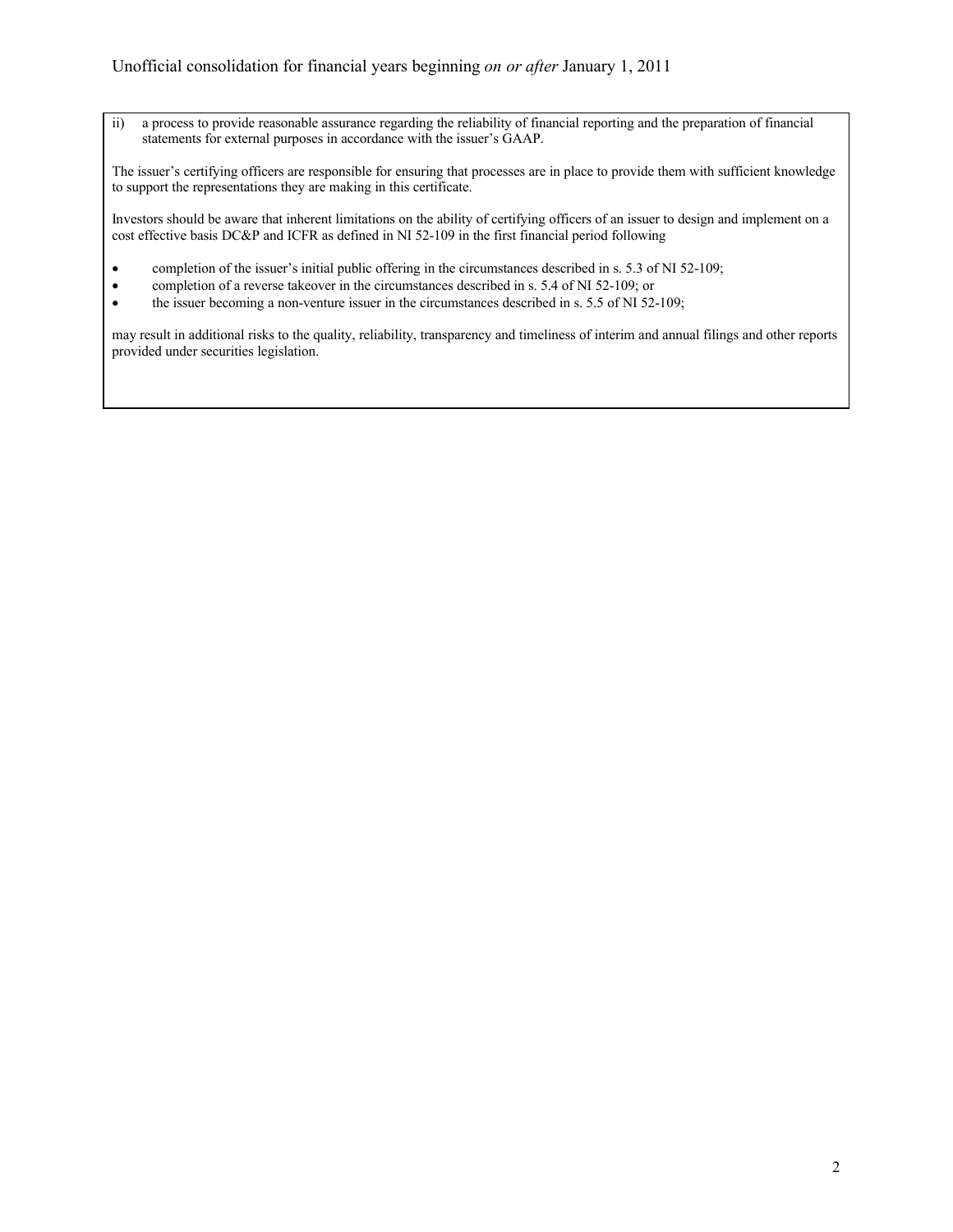ii) a process to provide reasonable assurance regarding the reliability of financial reporting and the preparation of financial statements for external purposes in accordance with the issuer's GAAP.

The issuer's certifying officers are responsible for ensuring that processes are in place to provide them with sufficient knowledge to support the representations they are making in this certificate.

Investors should be aware that inherent limitations on the ability of certifying officers of an issuer to design and implement on a cost effective basis DC&P and ICFR as defined in NI 52-109 in the first financial period following

- completion of the issuer's initial public offering in the circumstances described in s. 5.3 of NI 52-109;
- completion of a reverse takeover in the circumstances described in s. 5.4 of NI 52-109; or
- the issuer becoming a non-venture issuer in the circumstances described in s. 5.5 of NI 52-109;

may result in additional risks to the quality, reliability, transparency and timeliness of interim and annual filings and other reports provided under securities legislation.